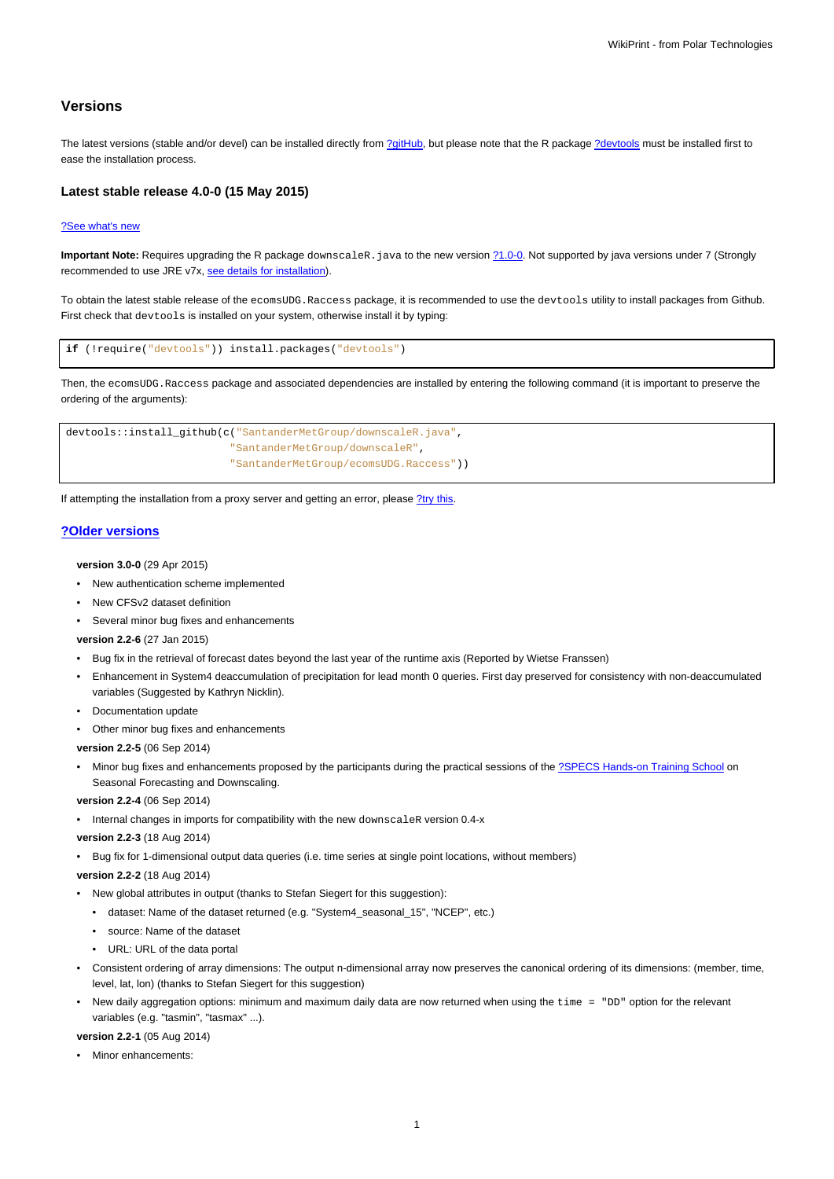## Versions

The latest versions (stable and/or devel) can be installed directly from ?gitHub, but please note that the R package ?devtools must be installed first to ease the installation process.

### Latest stable release 4.0-0 (15 May 2015)

?See what's new

**Important Note:** Requires upgrading the R package `downscaleR.java` to the new version ?1.0-0. Not supported by java versions under 7 (Strongly recommended to use JRE v7x, see details for installation).

To obtain the latest stable release of the `ecomsUDG.Raccess` package, it is recommended to use the `devtools` utility to install packages from Github. First check that `devtools` is installed on your system, otherwise install it by typing:

```
if (!require("devtools")) install.packages("devtools")
```

Then, the `ecomsUDG.Raccess` package and associated dependencies are installed by entering the following command (it is important to preserve the ordering of the arguments):

```
devtools::install_github(c("SantanderMetGroup/downscaleR.java",
                          "SantanderMetGroup/downscaleR",
                          "SantanderMetGroup/ecomsUDG.Raccess"))
```

If attempting the installation from a proxy server and getting an error, please ?try this.

### ?Older versions

**version 3.0-0** (29 Apr 2015)

- New authentication scheme implemented
- New CFSv2 dataset definition
- Several minor bug fixes and enhancements

**version 2.2-6** (27 Jan 2015)

- Bug fix in the retrieval of forecast dates beyond the last year of the runtime axis (Reported by Wietse Franssen)
- Enhancement in System4 deaccumulation of precipitation for lead month 0 queries. First day preserved for consistency with non-deaccumulated variables (Suggested by Kathryn Nicklin).
- Documentation update
- Other minor bug fixes and enhancements

**version 2.2-5** (06 Sep 2014)

- Minor bug fixes and enhancements proposed by the participants during the practical sessions of the ?SPECS Hands-on Training School on Seasonal Forecasting and Downscaling.

**version 2.2-4** (06 Sep 2014)

- Internal changes in imports for compatibility with the new `downscaleR` version 0.4-x

**version 2.2-3** (18 Aug 2014)

- Bug fix for 1-dimensional output data queries (i.e. time series at single point locations, without members)

**version 2.2-2** (18 Aug 2014)

- New global attributes in output (thanks to Stefan Siegert for this suggestion):
  - dataset: Name of the dataset returned (e.g. "System4_seasonal_15", "NCEP", etc.)
  - source: Name of the dataset
  - URL: URL of the data portal
- Consistent ordering of array dimensions: The output n-dimensional array now preserves the canonical ordering of its dimensions: (member, time, level, lat, lon) (thanks to Stefan Siegert for this suggestion)
- New daily aggregation options: minimum and maximum daily data are now returned when using the `time = "DD"` option for the relevant variables (e.g. "tasmin", "tasmax" ...).

**version 2.2-1** (05 Aug 2014)

- Minor enhancements: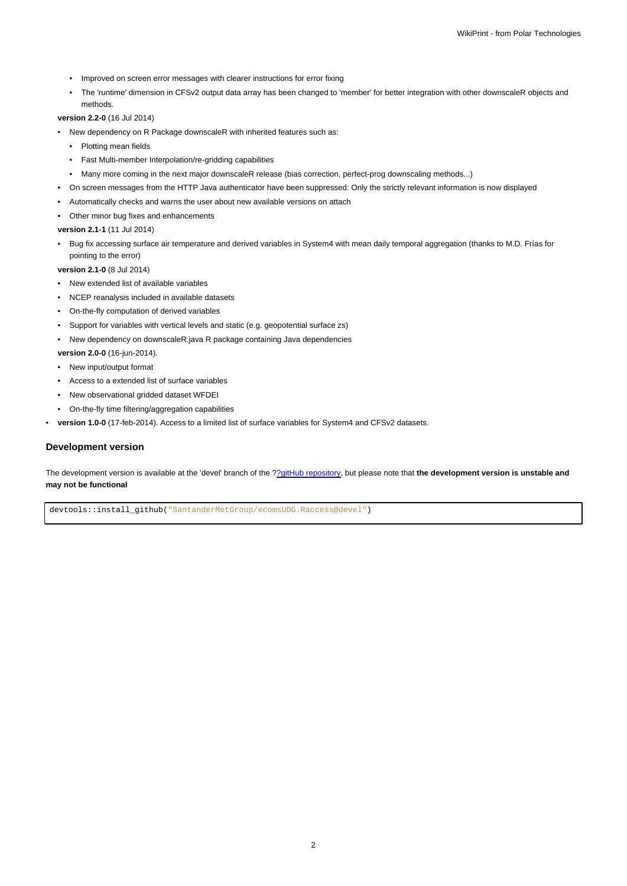- Improved on screen error messages with clearer instructions for error fixing
  - The 'runtime' dimension in CFSv2 output data array has been changed to 'member' for better integration with other downscaleR objects and methods.

  **version 2.2-0** (16 Jul 2014)

  - New dependency on R Package downscaleR with inherited features such as:
    - Plotting mean fields
    - Fast Multi-member Interpolation/re-gridding capabilities
    - Many more coming in the next major downscaleR release (bias correction, perfect-prog downscaling methods...)
  - On screen messages from the HTTP Java authenticator have been suppressed: Only the strictly relevant information is now displayed
  - Automatically checks and warns the user about new available versions on attach
  - Other minor bug fixes and enhancements

  **version 2.1-1** (11 Jul 2014)

  - Bug fix accessing surface air temperature and derived variables in System4 with mean daily temporal aggregation (thanks to M.D. Frías for pointing to the error)

  **version 2.1-0** (8 Jul 2014)

  - New extended list of available variables
  - NCEP reanalysis included in available datasets
  - On-the-fly computation of derived variables
  - Support for variables with vertical levels and static (e.g. geopotential surface zs)
  - New dependency on downscaleR.java R package containing Java dependencies

  **version 2.0-0** (16-jun-2014).

  - New input/output format
  - Access to a extended list of surface variables
  - New observational gridded dataset WFDEI
  - On-the-fly time filtering/aggregation capabilities

- **version 1.0-0** (17-feb-2014). Access to a limited list of surface variables for System4 and CFSv2 datasets.

### Development version

The development version is available at the 'devel' branch of the ??gitHub repository, but please note that **the development version is unstable and may not be functional**

```
devtools::install_github("SantanderMetGroup/ecomsUDG.Raccess@devel")
```